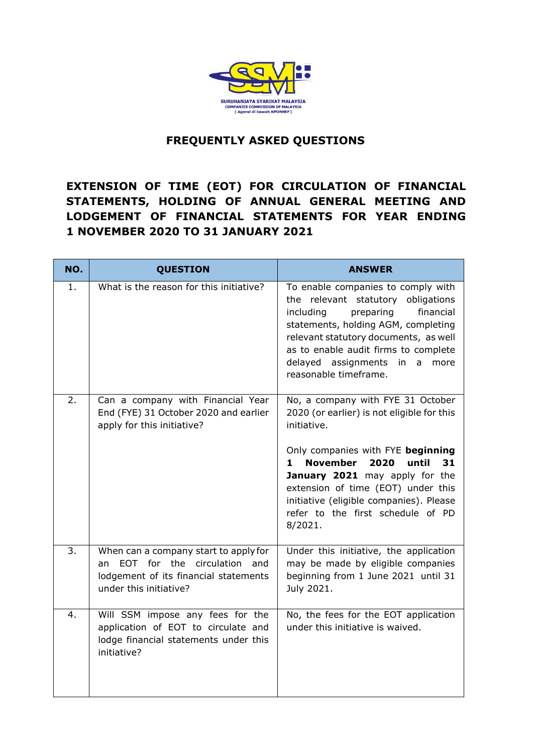SURUHANJAYA SYARIKAT MALAYSIA
COMPANIES COMMISSION OF MALAYSIA
( Agensi di bawah KPDNHEP )

# FREQUENTLY ASKED QUESTIONS

## EXTENSION OF TIME (EOT) FOR CIRCULATION OF FINANCIAL STATEMENTS, HOLDING OF ANNUAL GENERAL MEETING AND LODGEMENT OF FINANCIAL STATEMENTS FOR YEAR ENDING 1 NOVEMBER 2020 TO 31 JANUARY 2021

| NO. | QUESTION | ANSWER |
|---|---|---|
| 1. | What is the reason for this initiative? | To enable companies to comply with the relevant statutory obligations including preparing financial statements, holding AGM, completing relevant statutory documents, as well as to enable audit firms to complete delayed assignments in a more reasonable timeframe. |
| 2. | Can a company with Financial Year End (FYE) 31 October 2020 and earlier apply for this initiative? | No, a company with FYE 31 October 2020 (or earlier) is not eligible for this initiative.<br><br>Only companies with FYE **beginning 1 November 2020 until 31 January 2021** may apply for the extension of time (EOT) under this initiative (eligible companies). Please refer to the first schedule of PD 8/2021. |
| 3. | When can a company start to apply for an EOT for the circulation and lodgement of its financial statements under this initiative? | Under this initiative, the application may be made by eligible companies beginning from 1 June 2021 until 31 July 2021. |
| 4. | Will SSM impose any fees for the application of EOT to circulate and lodge financial statements under this initiative? | No, the fees for the EOT application under this initiative is waived. |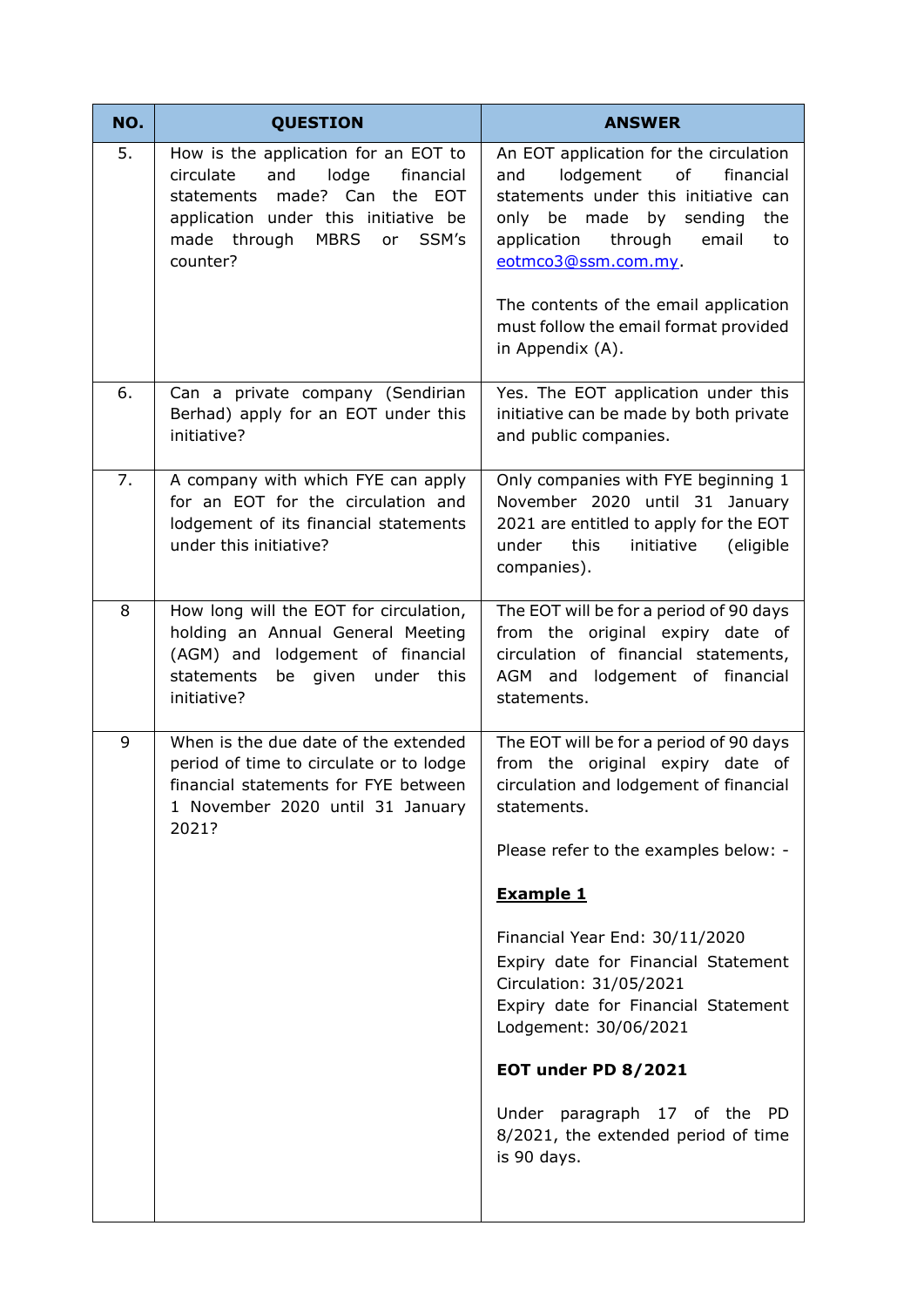| NO. | QUESTION | ANSWER |
|---|---|---|
| 5. | How is the application for an EOT to circulate and lodge financial statements made? Can the EOT application under this initiative be made through MBRS or SSM's counter? | An EOT application for the circulation and lodgement of financial statements under this initiative can only be made by sending the application through email to eotmco3@ssm.com.my.<br><br>The contents of the email application must follow the email format provided in Appendix (A). |
| 6. | Can a private company (Sendirian Berhad) apply for an EOT under this initiative? | Yes. The EOT application under this initiative can be made by both private and public companies. |
| 7. | A company with which FYE can apply for an EOT for the circulation and lodgement of its financial statements under this initiative? | Only companies with FYE beginning 1 November 2020 until 31 January 2021 are entitled to apply for the EOT under this initiative (eligible companies). |
| 8 | How long will the EOT for circulation, holding an Annual General Meeting (AGM) and lodgement of financial statements be given under this initiative? | The EOT will be for a period of 90 days from the original expiry date of circulation of financial statements, AGM and lodgement of financial statements. |
| 9 | When is the due date of the extended period of time to circulate or to lodge financial statements for FYE between 1 November 2020 until 31 January 2021? | The EOT will be for a period of 90 days from the original expiry date of circulation and lodgement of financial statements.<br><br>Please refer to the examples below: -<br><br>**Example 1**<br><br>Financial Year End: 30/11/2020<br>Expiry date for Financial Statement Circulation: 31/05/2021<br>Expiry date for Financial Statement Lodgement: 30/06/2021<br><br>**EOT under PD 8/2021**<br><br>Under paragraph 17 of the PD 8/2021, the extended period of time is 90 days. |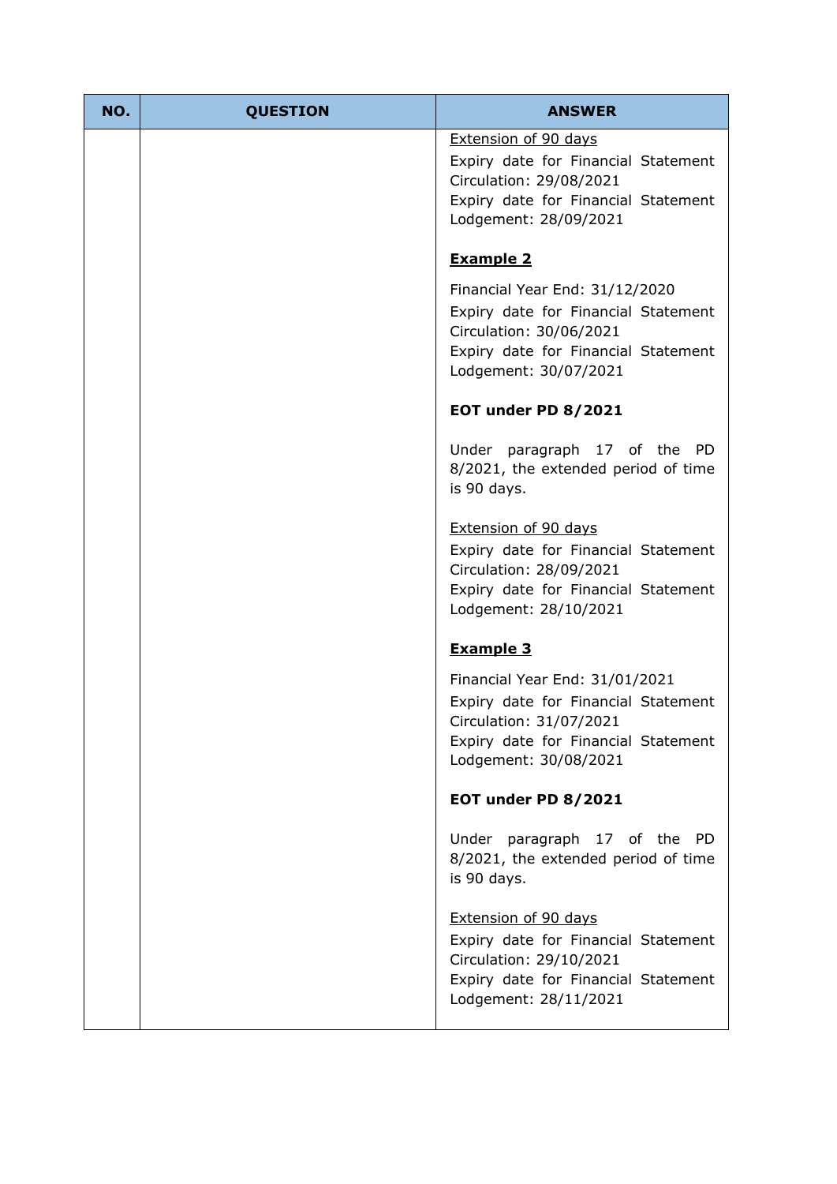| NO. | QUESTION | ANSWER |
| --- | --- | --- |
| | | <u>Extension of 90 days</u><br>Expiry date for Financial Statement Circulation: 29/08/2021<br>Expiry date for Financial Statement Lodgement: 28/09/2021<br><br>**<u>Example 2</u>**<br><br>Financial Year End: 31/12/2020<br>Expiry date for Financial Statement Circulation: 30/06/2021<br>Expiry date for Financial Statement Lodgement: 30/07/2021<br><br>**EOT under PD 8/2021**<br><br>Under paragraph 17 of the PD 8/2021, the extended period of time is 90 days.<br><br><u>Extension of 90 days</u><br>Expiry date for Financial Statement Circulation: 28/09/2021<br>Expiry date for Financial Statement Lodgement: 28/10/2021<br><br>**<u>Example 3</u>**<br><br>Financial Year End: 31/01/2021<br>Expiry date for Financial Statement Circulation: 31/07/2021<br>Expiry date for Financial Statement Lodgement: 30/08/2021<br><br>**EOT under PD 8/2021**<br><br>Under paragraph 17 of the PD 8/2021, the extended period of time is 90 days.<br><br><u>Extension of 90 days</u><br>Expiry date for Financial Statement Circulation: 29/10/2021<br>Expiry date for Financial Statement Lodgement: 28/11/2021 |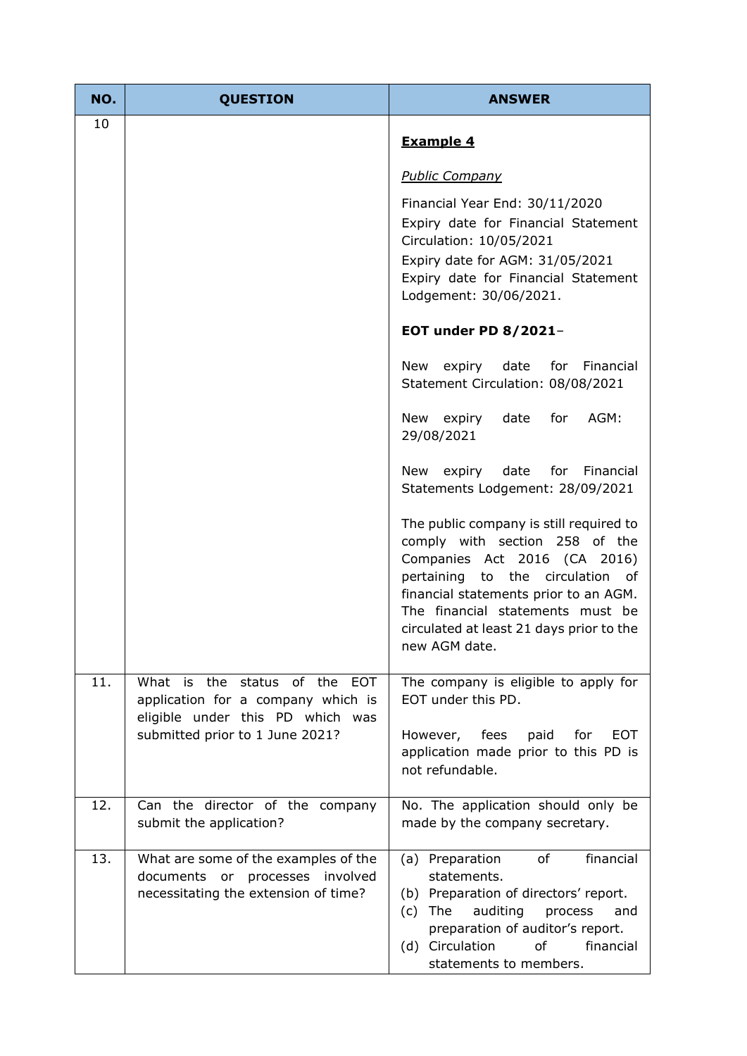| NO. | QUESTION | ANSWER |
|---|---|---|
| 10 | | **Example 4**<br><br>*Public Company*<br><br>Financial Year End: 30/11/2020<br>Expiry date for Financial Statement Circulation: 10/05/2021<br>Expiry date for AGM: 31/05/2021<br>Expiry date for Financial Statement Lodgement: 30/06/2021.<br><br>**EOT under PD 8/2021**–<br><br>New expiry date for Financial Statement Circulation: 08/08/2021<br><br>New expiry date for AGM: 29/08/2021<br><br>New expiry date for Financial Statements Lodgement: 28/09/2021<br><br>The public company is still required to comply with section 258 of the Companies Act 2016 (CA 2016) pertaining to the circulation of financial statements prior to an AGM. The financial statements must be circulated at least 21 days prior to the new AGM date. |
| 11. | What is the status of the EOT application for a company which is eligible under this PD which was submitted prior to 1 June 2021? | The company is eligible to apply for EOT under this PD.<br><br>However, fees paid for EOT application made prior to this PD is not refundable. |
| 12. | Can the director of the company submit the application? | No. The application should only be made by the company secretary. |
| 13. | What are some of the examples of the documents or processes involved necessitating the extension of time? | (a) Preparation of financial statements.<br>(b) Preparation of directors' report.<br>(c) The auditing process and preparation of auditor's report.<br>(d) Circulation of financial statements to members. |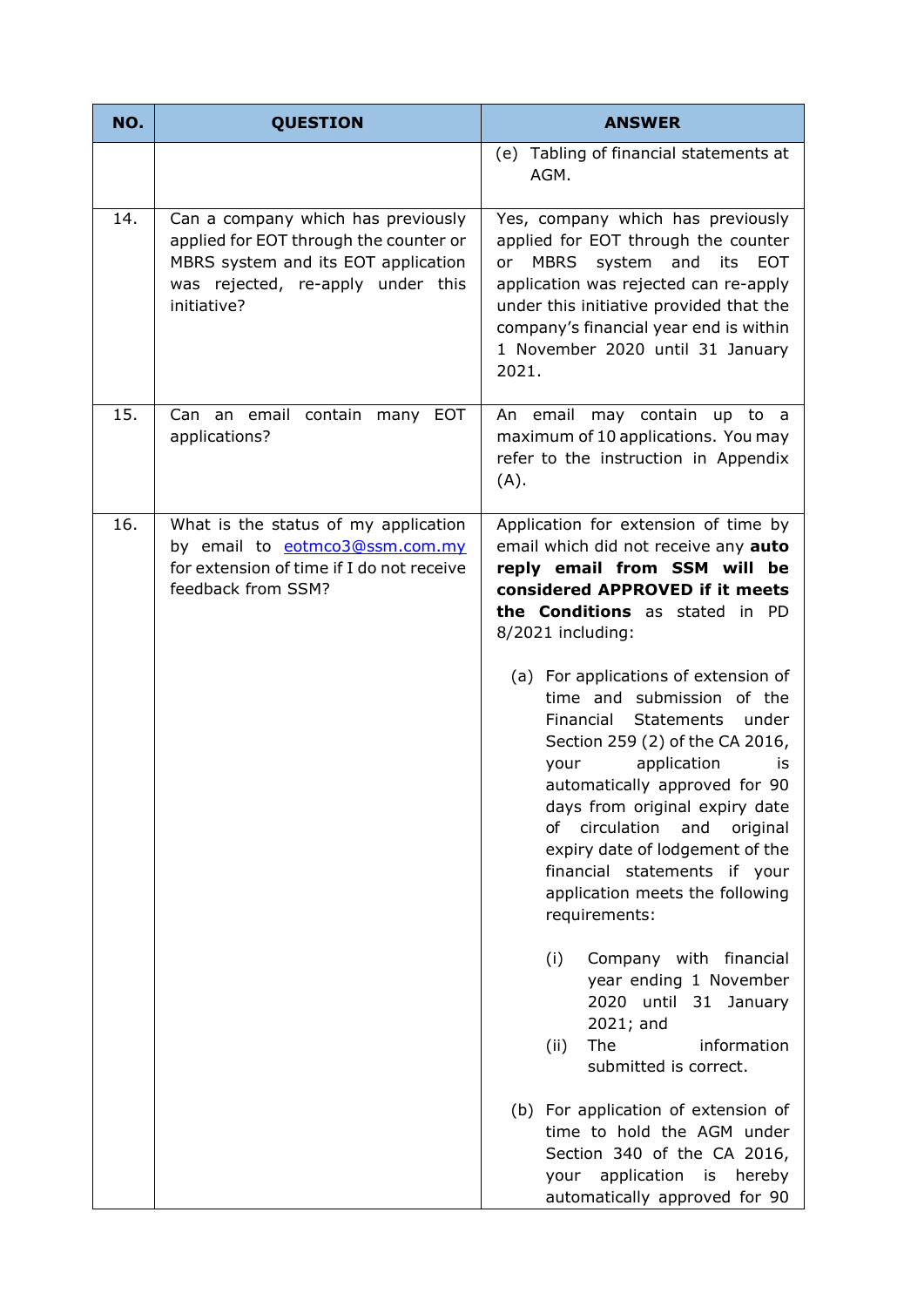| NO. | QUESTION | ANSWER |
|---|---|---|
| | | (e) Tabling of financial statements at AGM. |
| 14. | Can a company which has previously applied for EOT through the counter or MBRS system and its EOT application was rejected, re-apply under this initiative? | Yes, company which has previously applied for EOT through the counter or MBRS system and its EOT application was rejected can re-apply under this initiative provided that the company's financial year end is within 1 November 2020 until 31 January 2021. |
| 15. | Can an email contain many EOT applications? | An email may contain up to a maximum of 10 applications. You may refer to the instruction in Appendix (A). |
| 16. | What is the status of my application by email to eotmco3@ssm.com.my for extension of time if I do not receive feedback from SSM? | Application for extension of time by email which did not receive any **auto reply email from SSM will be considered APPROVED if it meets the Conditions** as stated in PD 8/2021 including:<br><br>(a) For applications of extension of time and submission of the Financial Statements under Section 259 (2) of the CA 2016, your application is automatically approved for 90 days from original expiry date of circulation and original expiry date of lodgement of the financial statements if your application meets the following requirements:<br><br>(i) Company with financial year ending 1 November 2020 until 31 January 2021; and<br>(ii) The information submitted is correct.<br><br>(b) For application of extension of time to hold the AGM under Section 340 of the CA 2016, your application is hereby automatically approved for 90 |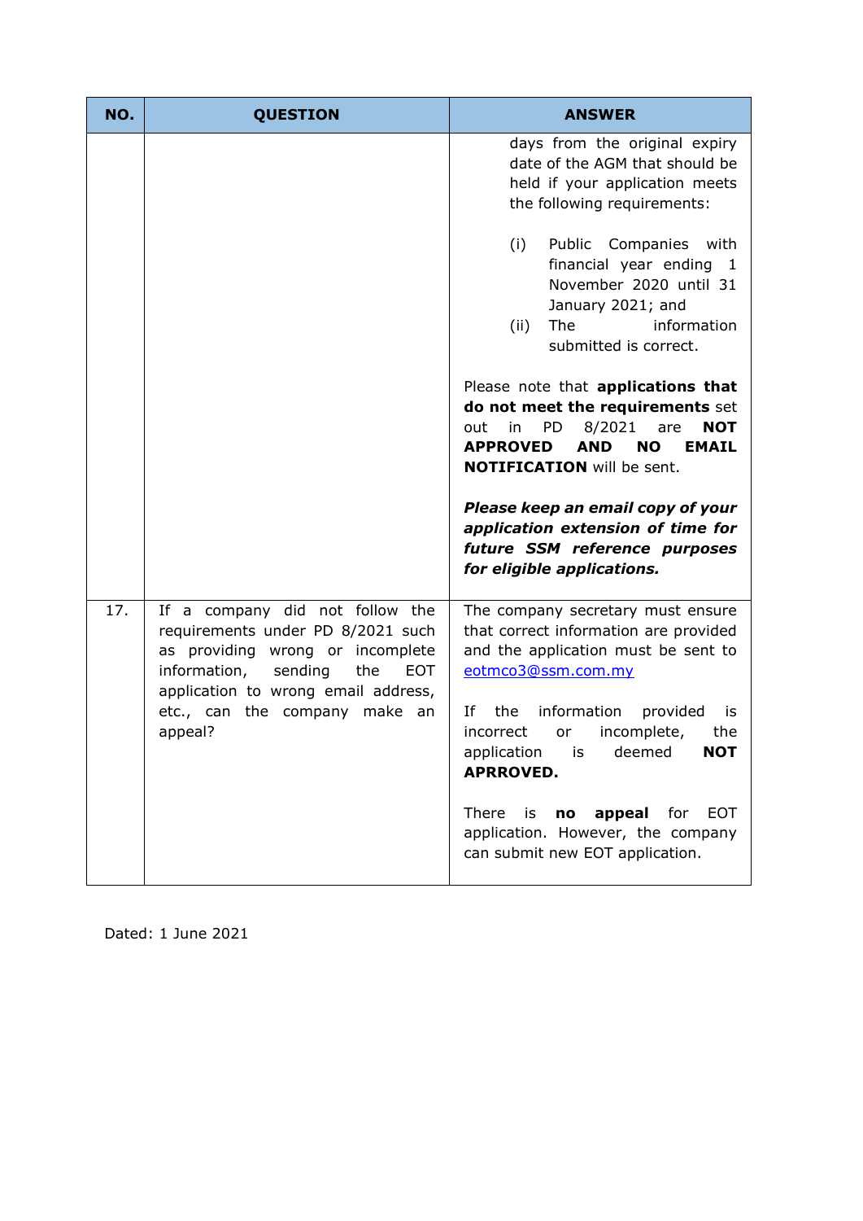| NO. | QUESTION | ANSWER |
|---|---|---|
| | | days from the original expiry date of the AGM that should be held if your application meets the following requirements:<br><br>(i) Public Companies with financial year ending 1 November 2020 until 31 January 2021; and<br>(ii) The information submitted is correct.<br><br>Please note that **applications that do not meet the requirements** set out in PD 8/2021 are **NOT APPROVED AND NO EMAIL NOTIFICATION** will be sent.<br><br>***Please keep an email copy of your application extension of time for future SSM reference purposes for eligible applications.*** |
| 17. | If a company did not follow the requirements under PD 8/2021 such as providing wrong or incomplete information, sending the EOT application to wrong email address, etc., can the company make an appeal? | The company secretary must ensure that correct information are provided and the application must be sent to eotmco3@ssm.com.my<br><br>If the information provided is incorrect or incomplete, the application is deemed **NOT APRROVED.**<br><br>There is **no appeal** for EOT application. However, the company can submit new EOT application. |

Dated: 1 June 2021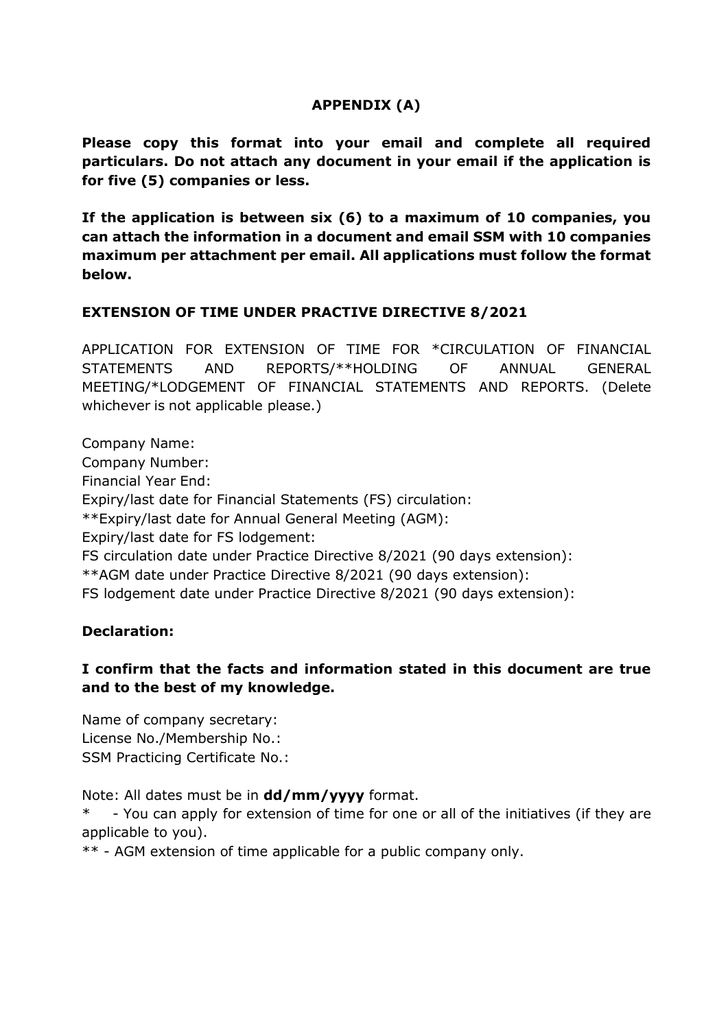## APPENDIX (A)

**Please copy this format into your email and complete all required particulars. Do not attach any document in your email if the application is for five (5) companies or less.**

**If the application is between six (6) to a maximum of 10 companies, you can attach the information in a document and email SSM with 10 companies maximum per attachment per email. All applications must follow the format below.**

### EXTENSION OF TIME UNDER PRACTIVE DIRECTIVE 8/2021

APPLICATION FOR EXTENSION OF TIME FOR *CIRCULATION OF FINANCIAL STATEMENTS AND REPORTS/**HOLDING OF ANNUAL GENERAL MEETING/*LODGEMENT OF FINANCIAL STATEMENTS AND REPORTS. (Delete whichever is not applicable please.)

Company Name:
Company Number:
Financial Year End:
Expiry/last date for Financial Statements (FS) circulation:
**Expiry/last date for Annual General Meeting (AGM):
Expiry/last date for FS lodgement:
FS circulation date under Practice Directive 8/2021 (90 days extension):
**AGM date under Practice Directive 8/2021 (90 days extension):
FS lodgement date under Practice Directive 8/2021 (90 days extension):

**Declaration:**

**I confirm that the facts and information stated in this document are true and to the best of my knowledge.**

Name of company secretary:
License No./Membership No.:
SSM Practicing Certificate No.:

Note: All dates must be in **dd/mm/yyyy** format.

* - You can apply for extension of time for one or all of the initiatives (if they are applicable to you).

** - AGM extension of time applicable for a public company only.